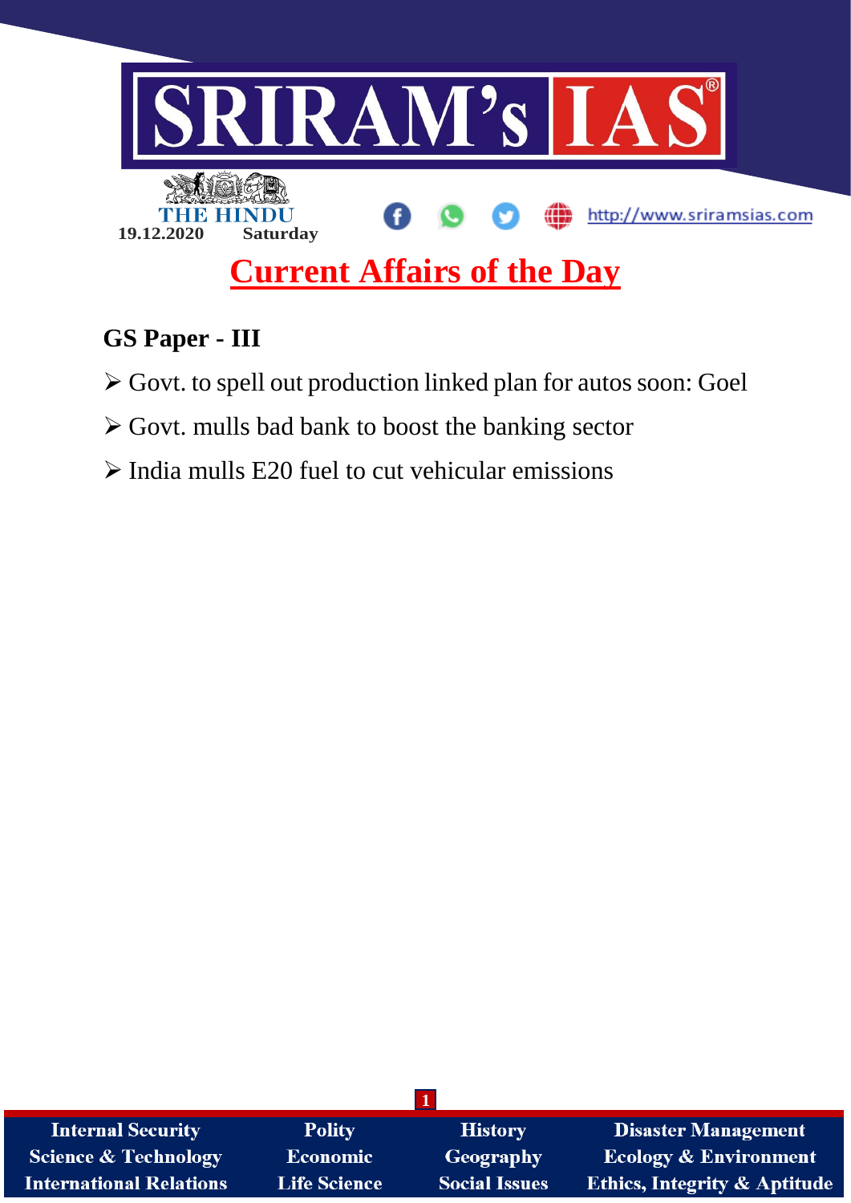# SRIRAM's IAS

THE HINDU
19.12.2020 Saturday

http://www.sriramsias.com

## Current Affairs of the Day

### GS Paper - III

- Govt. to spell out production linked plan for autos soon: Goel
- Govt. mulls bad bank to boost the banking sector
- India mulls E20 fuel to cut vehicular emissions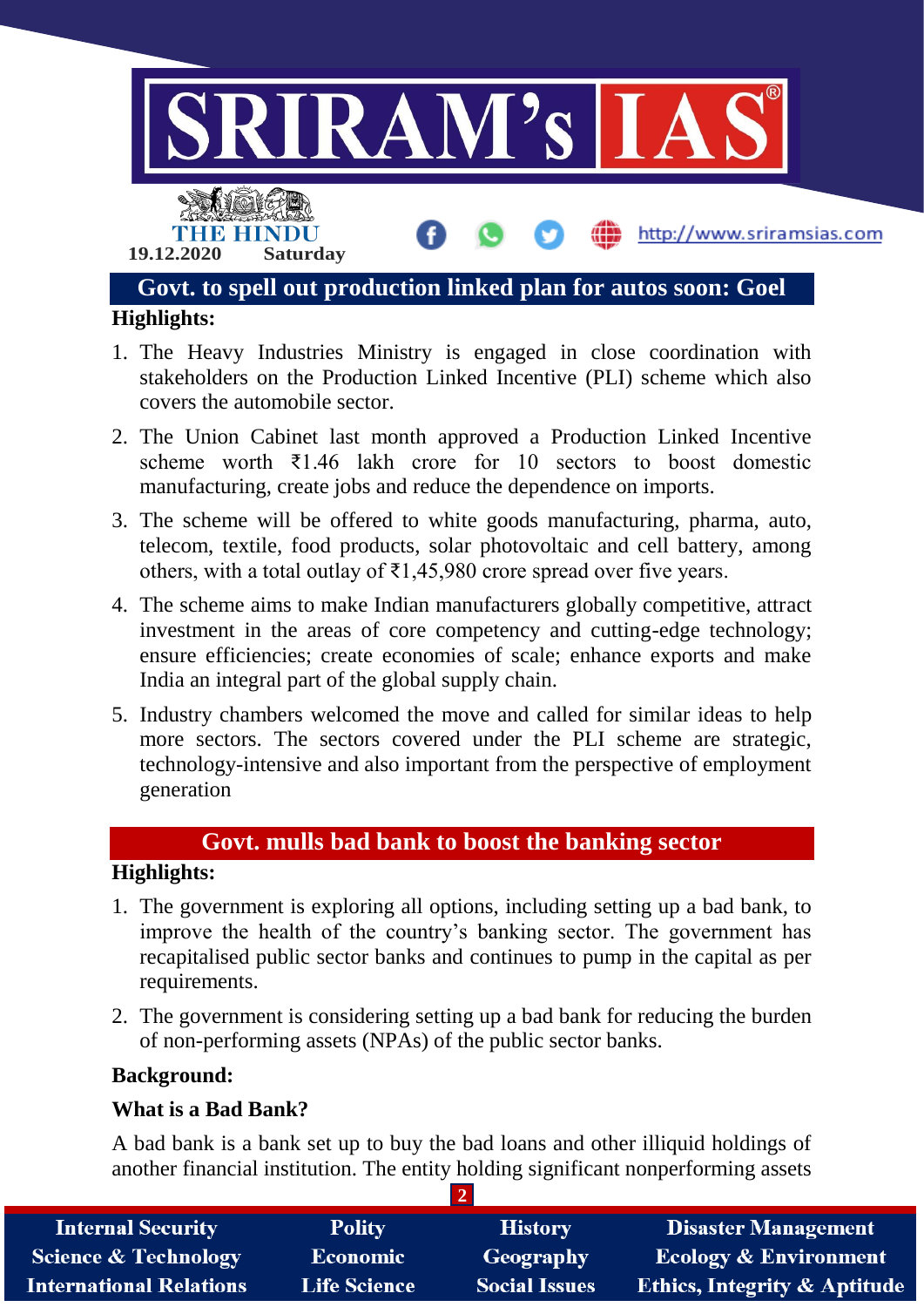## Govt. to spell out production linked plan for autos soon: Goel

**Highlights:**

1. The Heavy Industries Ministry is engaged in close coordination with stakeholders on the Production Linked Incentive (PLI) scheme which also covers the automobile sector.
2. The Union Cabinet last month approved a Production Linked Incentive scheme worth ₹1.46 lakh crore for 10 sectors to boost domestic manufacturing, create jobs and reduce the dependence on imports.
3. The scheme will be offered to white goods manufacturing, pharma, auto, telecom, textile, food products, solar photovoltaic and cell battery, among others, with a total outlay of ₹1,45,980 crore spread over five years.
4. The scheme aims to make Indian manufacturers globally competitive, attract investment in the areas of core competency and cutting-edge technology; ensure efficiencies; create economies of scale; enhance exports and make India an integral part of the global supply chain.
5. Industry chambers welcomed the move and called for similar ideas to help more sectors. The sectors covered under the PLI scheme are strategic, technology-intensive and also important from the perspective of employment generation

## Govt. mulls bad bank to boost the banking sector

**Highlights:**

1. The government is exploring all options, including setting up a bad bank, to improve the health of the country's banking sector. The government has recapitalised public sector banks and continues to pump in the capital as per requirements.
2. The government is considering setting up a bad bank for reducing the burden of non-performing assets (NPAs) of the public sector banks.

**Background:**

**What is a Bad Bank?**

A bad bank is a bank set up to buy the bad loans and other illiquid holdings of another financial institution. The entity holding significant nonperforming assets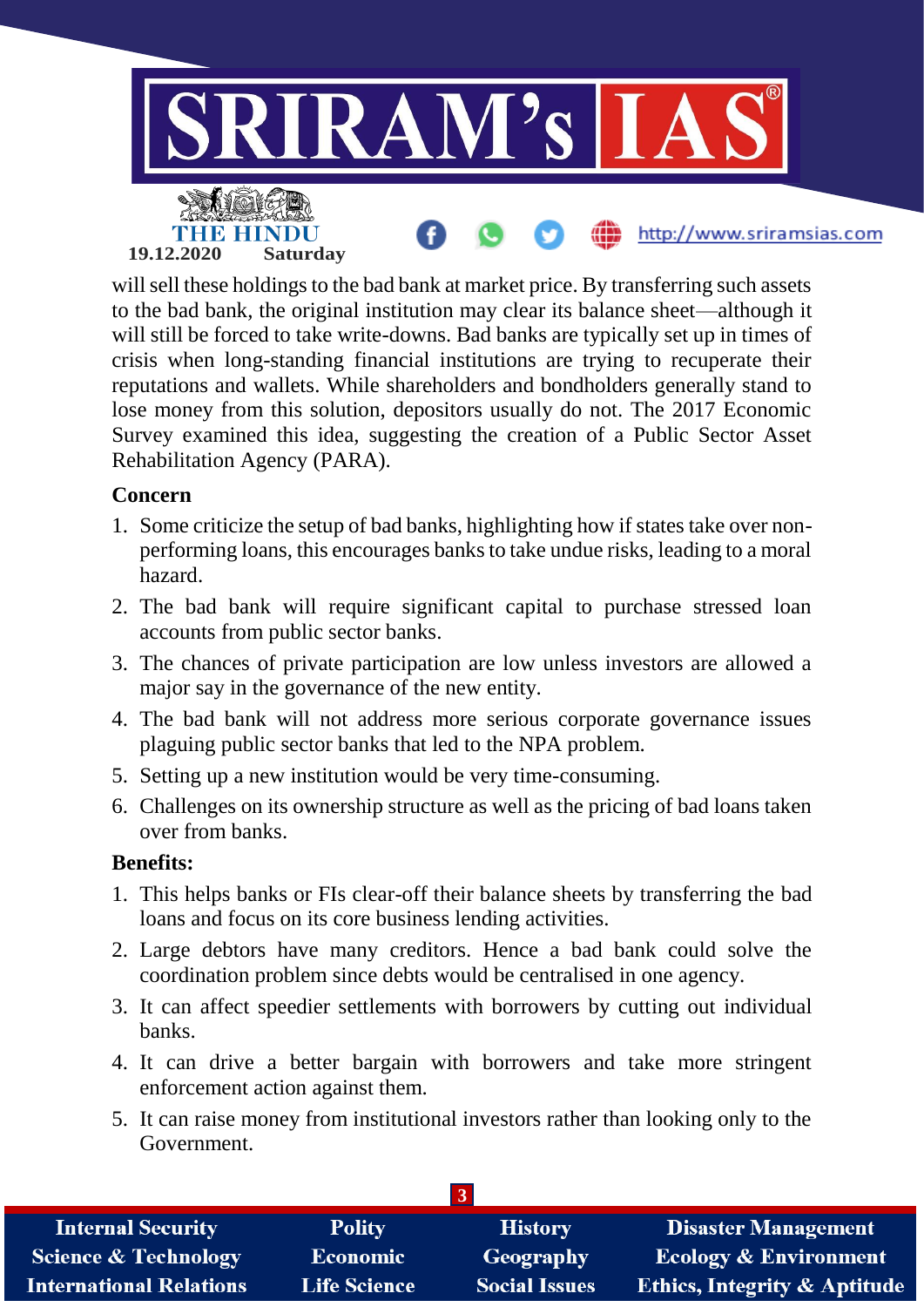will sell these holdings to the bad bank at market price. By transferring such assets to the bad bank, the original institution may clear its balance sheet—although it will still be forced to take write-downs. Bad banks are typically set up in times of crisis when long-standing financial institutions are trying to recuperate their reputations and wallets. While shareholders and bondholders generally stand to lose money from this solution, depositors usually do not. The 2017 Economic Survey examined this idea, suggesting the creation of a Public Sector Asset Rehabilitation Agency (PARA).

**Concern**

1. Some criticize the setup of bad banks, highlighting how if states take over non-performing loans, this encourages banks to take undue risks, leading to a moral hazard.
2. The bad bank will require significant capital to purchase stressed loan accounts from public sector banks.
3. The chances of private participation are low unless investors are allowed a major say in the governance of the new entity.
4. The bad bank will not address more serious corporate governance issues plaguing public sector banks that led to the NPA problem.
5. Setting up a new institution would be very time-consuming.
6. Challenges on its ownership structure as well as the pricing of bad loans taken over from banks.

**Benefits:**

1. This helps banks or FIs clear-off their balance sheets by transferring the bad loans and focus on its core business lending activities.
2. Large debtors have many creditors. Hence a bad bank could solve the coordination problem since debts would be centralised in one agency.
3. It can affect speedier settlements with borrowers by cutting out individual banks.
4. It can drive a better bargain with borrowers and take more stringent enforcement action against them.
5. It can raise money from institutional investors rather than looking only to the Government.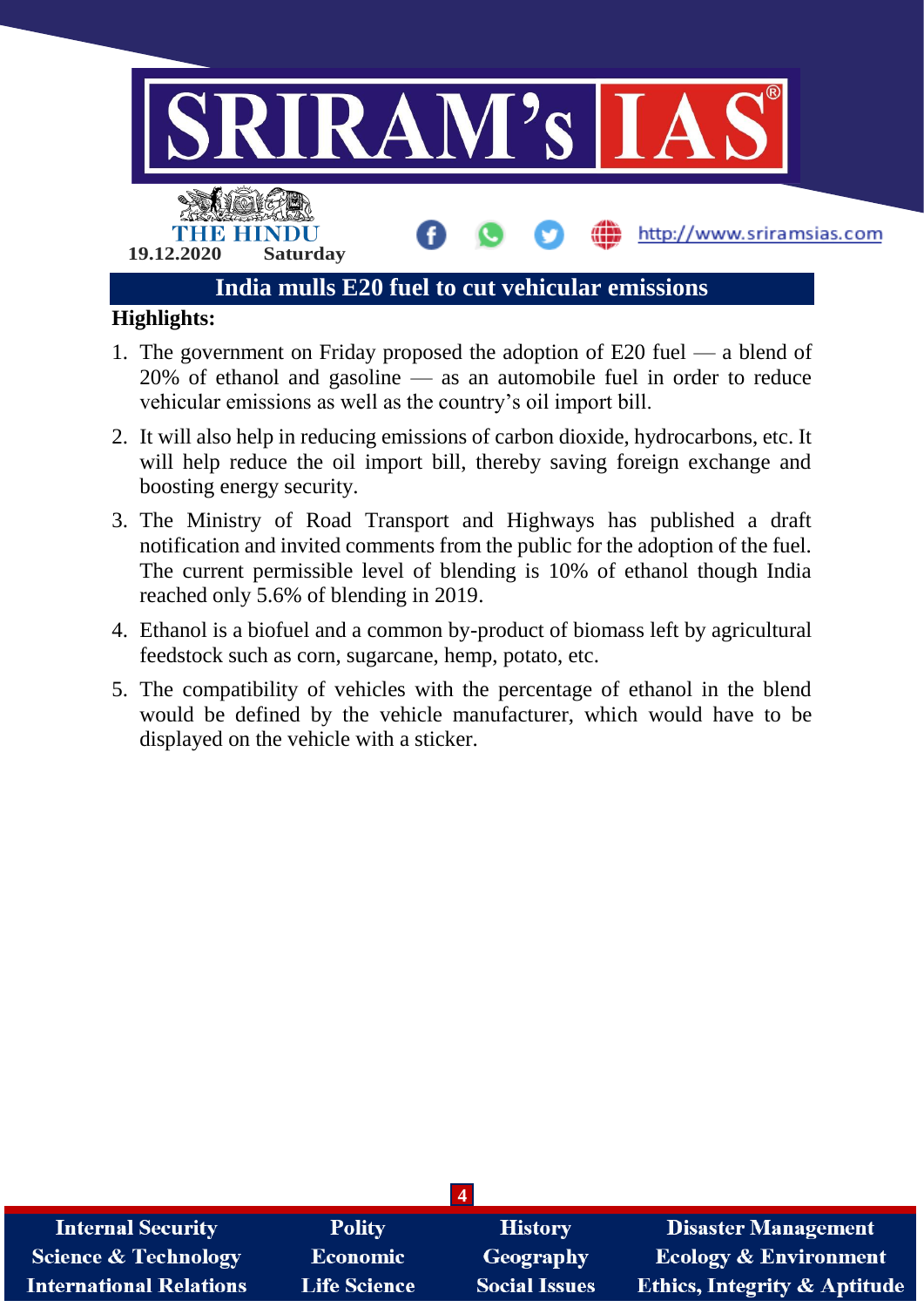## India mulls E20 fuel to cut vehicular emissions

**Highlights:**

1. The government on Friday proposed the adoption of E20 fuel — a blend of 20% of ethanol and gasoline — as an automobile fuel in order to reduce vehicular emissions as well as the country's oil import bill.
2. It will also help in reducing emissions of carbon dioxide, hydrocarbons, etc. It will help reduce the oil import bill, thereby saving foreign exchange and boosting energy security.
3. The Ministry of Road Transport and Highways has published a draft notification and invited comments from the public for the adoption of the fuel. The current permissible level of blending is 10% of ethanol though India reached only 5.6% of blending in 2019.
4. Ethanol is a biofuel and a common by-product of biomass left by agricultural feedstock such as corn, sugarcane, hemp, potato, etc.
5. The compatibility of vehicles with the percentage of ethanol in the blend would be defined by the vehicle manufacturer, which would have to be displayed on the vehicle with a sticker.